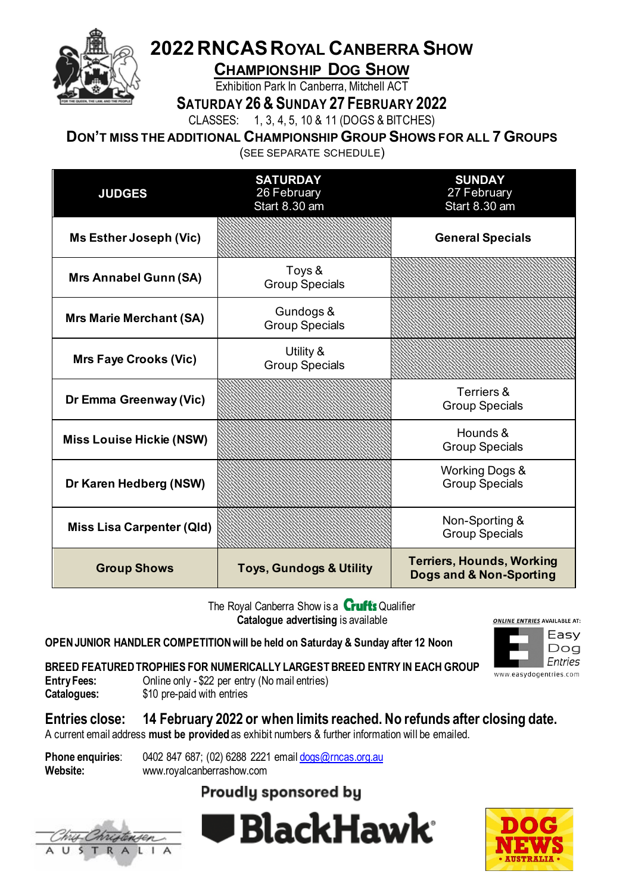# 2022 RNCAS Royal Canberra Show

## Championship Dog Show

Exhibition Park In Canberra, Mitchell ACT

### Saturday 26 & Sunday 27 February 2022

CLASSES: 1, 3, 4, 5, 10 & 11 (DOGS & BITCHES)

**Don't miss the additional Championship Group Shows for all 7 Groups**

(SEE SEPARATE SCHEDULE)

| JUDGES | SATURDAY 26 February Start 8.30 am | SUNDAY 27 February Start 8.30 am |
|---|---|---|
| **Ms Esther Joseph (Vic)** | | **General Specials** |
| **Mrs Annabel Gunn (SA)** | Toys & Group Specials | |
| **Mrs Marie Merchant (SA)** | Gundogs & Group Specials | |
| **Mrs Faye Crooks (Vic)** | Utility & Group Specials | |
| **Dr Emma Greenway (Vic)** | | Terriers & Group Specials |
| **Miss Louise Hickie (NSW)** | | Hounds & Group Specials |
| **Dr Karen Hedberg (NSW)** | | Working Dogs & Group Specials |
| **Miss Lisa Carpenter (Qld)** | | Non-Sporting & Group Specials |
| **Group Shows** | **Toys, Gundogs & Utility** | **Terriers, Hounds, Working Dogs and & Non-Sporting** |

The Royal Canberra Show is a Crufts Qualifier
**Catalogue advertising** is available

***ONLINE ENTRIES*** **AVAILABLE AT:** Easy Dog Entries www.easydogentries.com

**OPEN JUNIOR HANDLER COMPETITION will be held on Saturday & Sunday after 12 Noon**

**BREED FEATURED TROPHIES FOR NUMERICALLY LARGEST BREED ENTRY IN EACH GROUP**

**Entry Fees:** Online only - $22 per entry (No mail entries)
**Catalogues:** $10 pre-paid with entries

## Entries close: 14 February 2022 or when limits reached. No refunds after closing date.

A current email address **must be provided** as exhibit numbers & further information will be emailed.

**Phone enquiries**: 0402 847 687; (02) 6288 2221 email dogs@rncas.org.au
**Website:** www.royalcanberrashow.com

**Proudly sponsored by**

Chris Christensen Australia

BlackHawk

DOG NEWS • AUSTRALIA •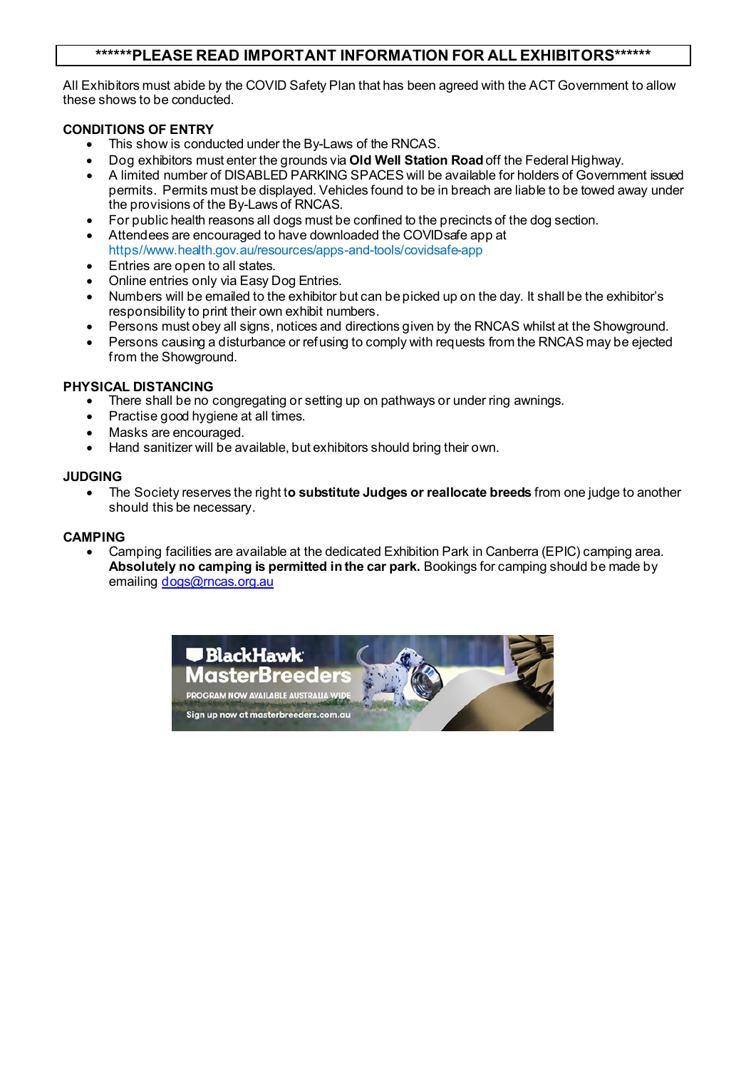**\*\*\*\*\*\*PLEASE READ IMPORTANT INFORMATION FOR ALL EXHIBITORS\*\*\*\*\*\***

All Exhibitors must abide by the COVID Safety Plan that has been agreed with the ACT Government to allow these shows to be conducted.

**CONDITIONS OF ENTRY**

- This show is conducted under the By-Laws of the RNCAS.
- Dog exhibitors must enter the grounds via **Old Well Station Road** off the Federal Highway.
- A limited number of DISABLED PARKING SPACES will be available for holders of Government issued permits. Permits must be displayed. Vehicles found to be in breach are liable to be towed away under the provisions of the By-Laws of RNCAS.
- For public health reasons all dogs must be confined to the precincts of the dog section.
- Attendees are encouraged to have downloaded the COVIDsafe app at https//www.health.gov.au/resources/apps-and-tools/covidsafe-app
- Entries are open to all states.
- Online entries only via Easy Dog Entries.
- Numbers will be emailed to the exhibitor but can be picked up on the day. It shall be the exhibitor's responsibility to print their own exhibit numbers.
- Persons must obey all signs, notices and directions given by the RNCAS whilst at the Showground.
- Persons causing a disturbance or refusing to comply with requests from the RNCAS may be ejected from the Showground.

**PHYSICAL DISTANCING**

- There shall be no congregating or setting up on pathways or under ring awnings.
- Practise good hygiene at all times.
- Masks are encouraged.
- Hand sanitizer will be available, but exhibitors should bring their own.

**JUDGING**

- The Society reserves the right t**o substitute Judges or reallocate breeds** from one judge to another should this be necessary.

**CAMPING**

- Camping facilities are available at the dedicated Exhibition Park in Canberra (EPIC) camping area. **Absolutely no camping is permitted in the car park.** Bookings for camping should be made by emailing dogs@rncas.org.au

BlackHawk
MasterBreeders
PROGRAM NOW AVAILABLE AUSTRALIA WIDE
Sign up now at masterbreeders.com.au